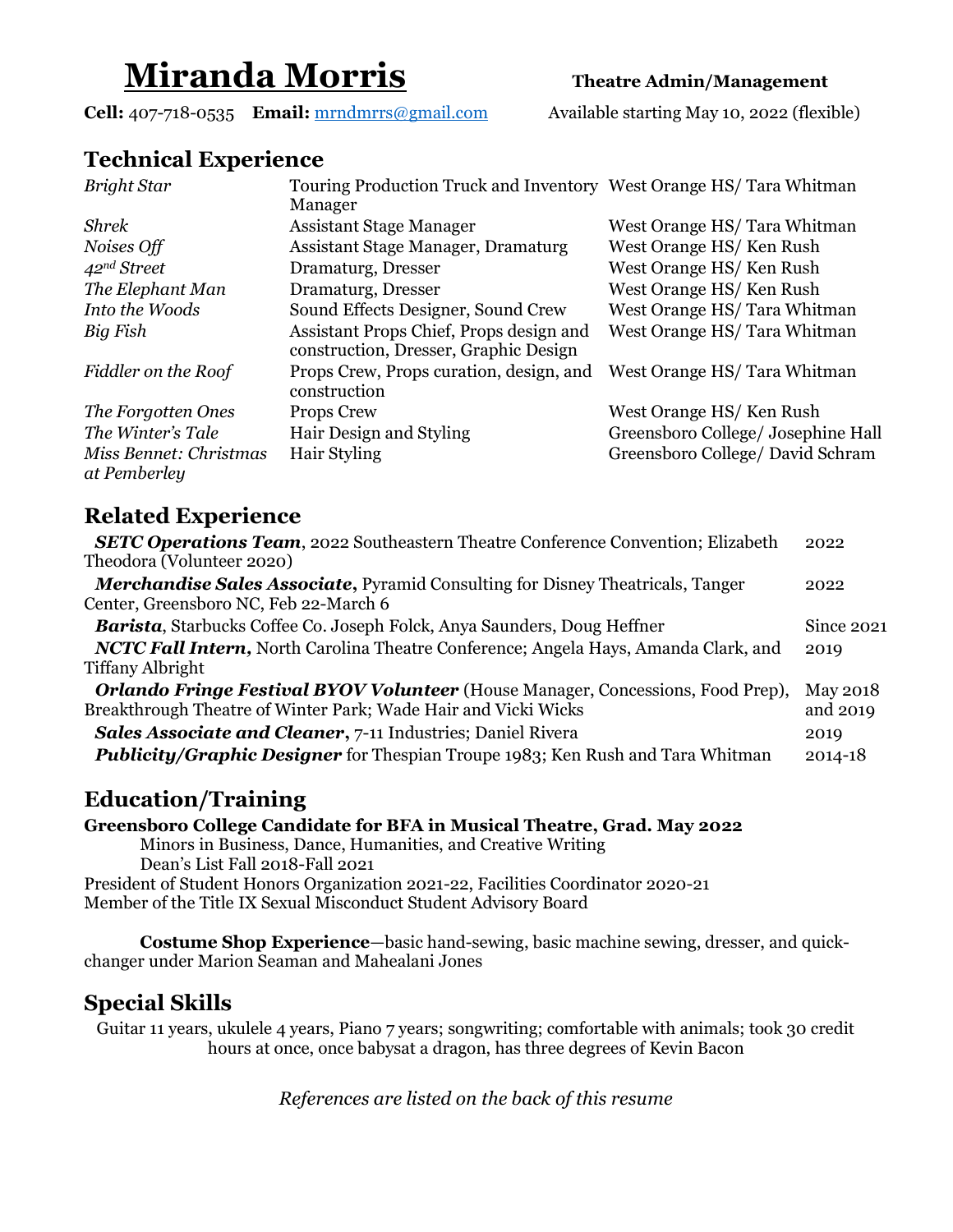# Miranda Morris

**Theatre Admin/Management**

**Cell:** 407-718-0535 **Email:** mrndmrrs@gmail.com

Available starting May 10, 2022 (flexible)

## Technical Experience

| | | |
|---|---|---|
| *Bright Star* | Touring Production Truck and Inventory Manager | West Orange HS/ Tara Whitman |
| *Shrek* | Assistant Stage Manager | West Orange HS/ Tara Whitman |
| *Noises Off* | Assistant Stage Manager, Dramaturg | West Orange HS/ Ken Rush |
| *42nd Street* | Dramaturg, Dresser | West Orange HS/ Ken Rush |
| *The Elephant Man* | Dramaturg, Dresser | West Orange HS/ Ken Rush |
| *Into the Woods* | Sound Effects Designer, Sound Crew | West Orange HS/ Tara Whitman |
| *Big Fish* | Assistant Props Chief, Props design and construction, Dresser, Graphic Design | West Orange HS/ Tara Whitman |
| *Fiddler on the Roof* | Props Crew, Props curation, design, and construction | West Orange HS/ Tara Whitman |
| *The Forgotten Ones* | Props Crew | West Orange HS/ Ken Rush |
| *The Winter's Tale* | Hair Design and Styling | Greensboro College/ Josephine Hall |
| *Miss Bennet: Christmas at Pemberley* | Hair Styling | Greensboro College/ David Schram |

## Related Experience

| | |
|---|---|
| ***SETC Operations Team***, 2022 Southeastern Theatre Conference Convention; Elizabeth Theodora (Volunteer 2020) | 2022 |
| ***Merchandise Sales Associate***, Pyramid Consulting for Disney Theatricals, Tanger Center, Greensboro NC, Feb 22-March 6 | 2022 |
| ***Barista***, Starbucks Coffee Co. Joseph Folck, Anya Saunders, Doug Heffner | Since 2021 |
| ***NCTC Fall Intern***, North Carolina Theatre Conference; Angela Hays, Amanda Clark, and Tiffany Albright | 2019 |
| ***Orlando Fringe Festival BYOV Volunteer*** (House Manager, Concessions, Food Prep), Breakthrough Theatre of Winter Park; Wade Hair and Vicki Wicks | May 2018 and 2019 |
| ***Sales Associate and Cleaner***, 7-11 Industries; Daniel Rivera | 2019 |
| ***Publicity/Graphic Designer*** for Thespian Troupe 1983; Ken Rush and Tara Whitman | 2014-18 |

## Education/Training

**Greensboro College Candidate for BFA in Musical Theatre, Grad. May 2022**

Minors in Business, Dance, Humanities, and Creative Writing

Dean's List Fall 2018-Fall 2021

President of Student Honors Organization 2021-22, Facilities Coordinator 2020-21

Member of the Title IX Sexual Misconduct Student Advisory Board

**Costume Shop Experience**—basic hand-sewing, basic machine sewing, dresser, and quick-changer under Marion Seaman and Mahealani Jones

## Special Skills

Guitar 11 years, ukulele 4 years, Piano 7 years; songwriting; comfortable with animals; took 30 credit hours at once, once babysat a dragon, has three degrees of Kevin Bacon

*References are listed on the back of this resume*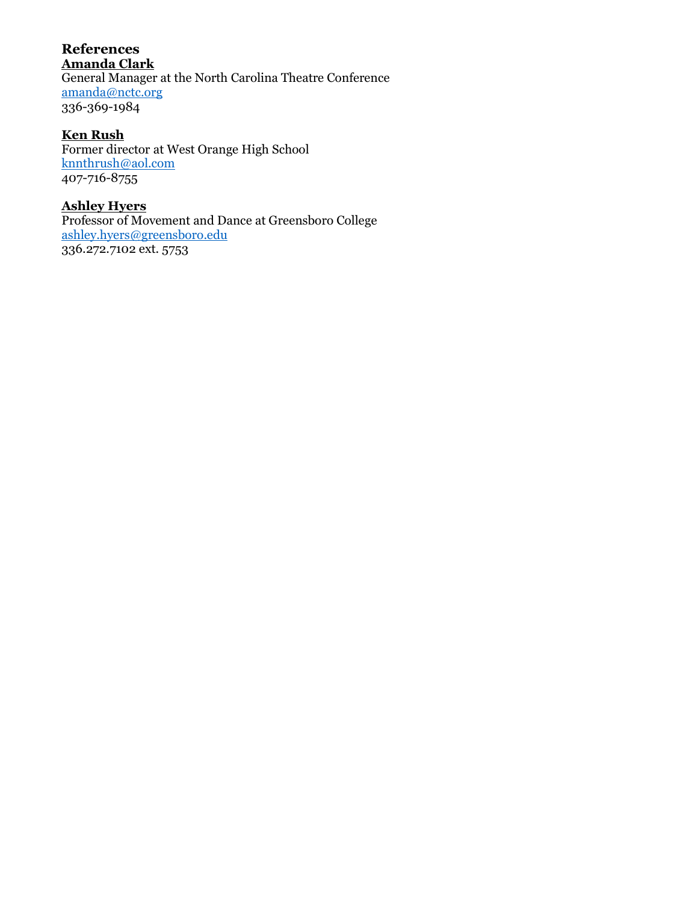### References

**Amanda Clark**
General Manager at the North Carolina Theatre Conference
amanda@nctc.org
336-369-1984

**Ken Rush**
Former director at West Orange High School
knnthrush@aol.com
407-716-8755

**Ashley Hyers**
Professor of Movement and Dance at Greensboro College
ashley.hyers@greensboro.edu
336.272.7102 ext. 5753